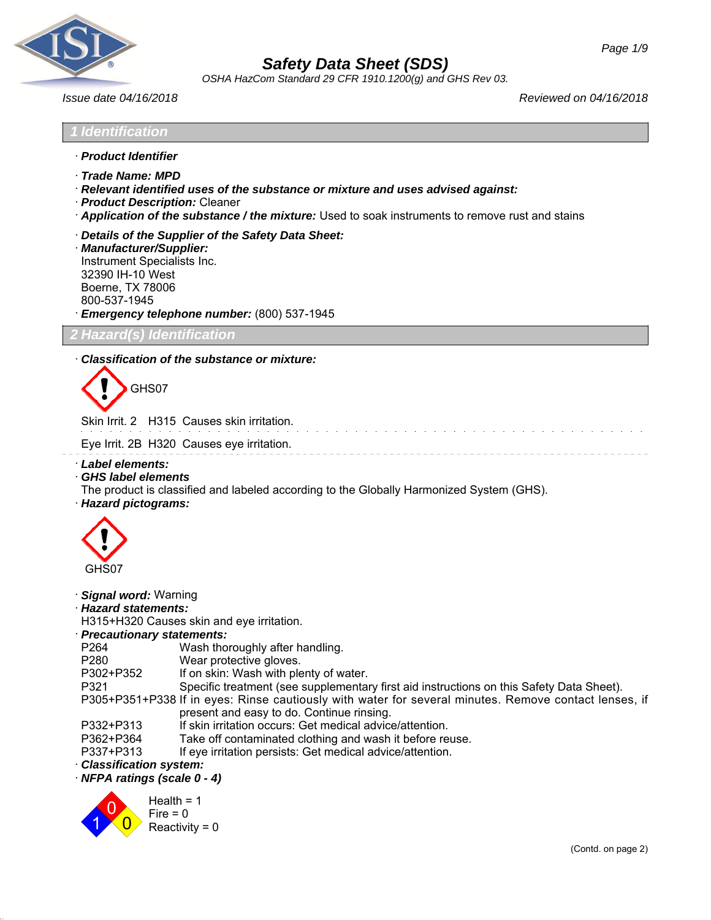# Safety Data Sheet (SDS)

*OSHA HazCom Standard 29 CFR 1910.1200(g) and GHS Rev 03.*

*Issue date 04/16/2018* *Reviewed on 04/16/2018*

## 1 Identification

· ***Product Identifier***

· ***Trade Name: MPD***

· ***Relevant identified uses of the substance or mixture and uses advised against:***

· ***Product Description:*** Cleaner

· ***Application of the substance / the mixture:*** Used to soak instruments to remove rust and stains

· ***Details of the Supplier of the Safety Data Sheet:***

· ***Manufacturer/Supplier:***
Instrument Specialists Inc.
32390 IH-10 West
Boerne, TX 78006
800-537-1945

· ***Emergency telephone number:*** (800) 537-1945

## 2 Hazard(s) Identification

· ***Classification of the substance or mixture:***

GHS07

Skin Irrit. 2 H315 Causes skin irritation.

Eye Irrit. 2B H320 Causes eye irritation.

· ***Label elements:***

· ***GHS label elements***
The product is classified and labeled according to the Globally Harmonized System (GHS).

· ***Hazard pictograms:***

GHS07

· ***Signal word:*** Warning

· ***Hazard statements:***
H315+H320 Causes skin and eye irritation.

· ***Precautionary statements:***

| | |
|---|---|
| P264 | Wash thoroughly after handling. |
| P280 | Wear protective gloves. |
| P302+P352 | If on skin: Wash with plenty of water. |
| P321 | Specific treatment (see supplementary first aid instructions on this Safety Data Sheet). |
| P305+P351+P338 | If in eyes: Rinse cautiously with water for several minutes. Remove contact lenses, if present and easy to do. Continue rinsing. |
| P332+P313 | If skin irritation occurs: Get medical advice/attention. |
| P362+P364 | Take off contaminated clothing and wash it before reuse. |
| P337+P313 | If eye irritation persists: Get medical advice/attention. |

· ***Classification system:***

· ***NFPA ratings (scale 0 - 4)***

Health = 1
Fire = 0
Reactivity = 0

(Contd. on page 2)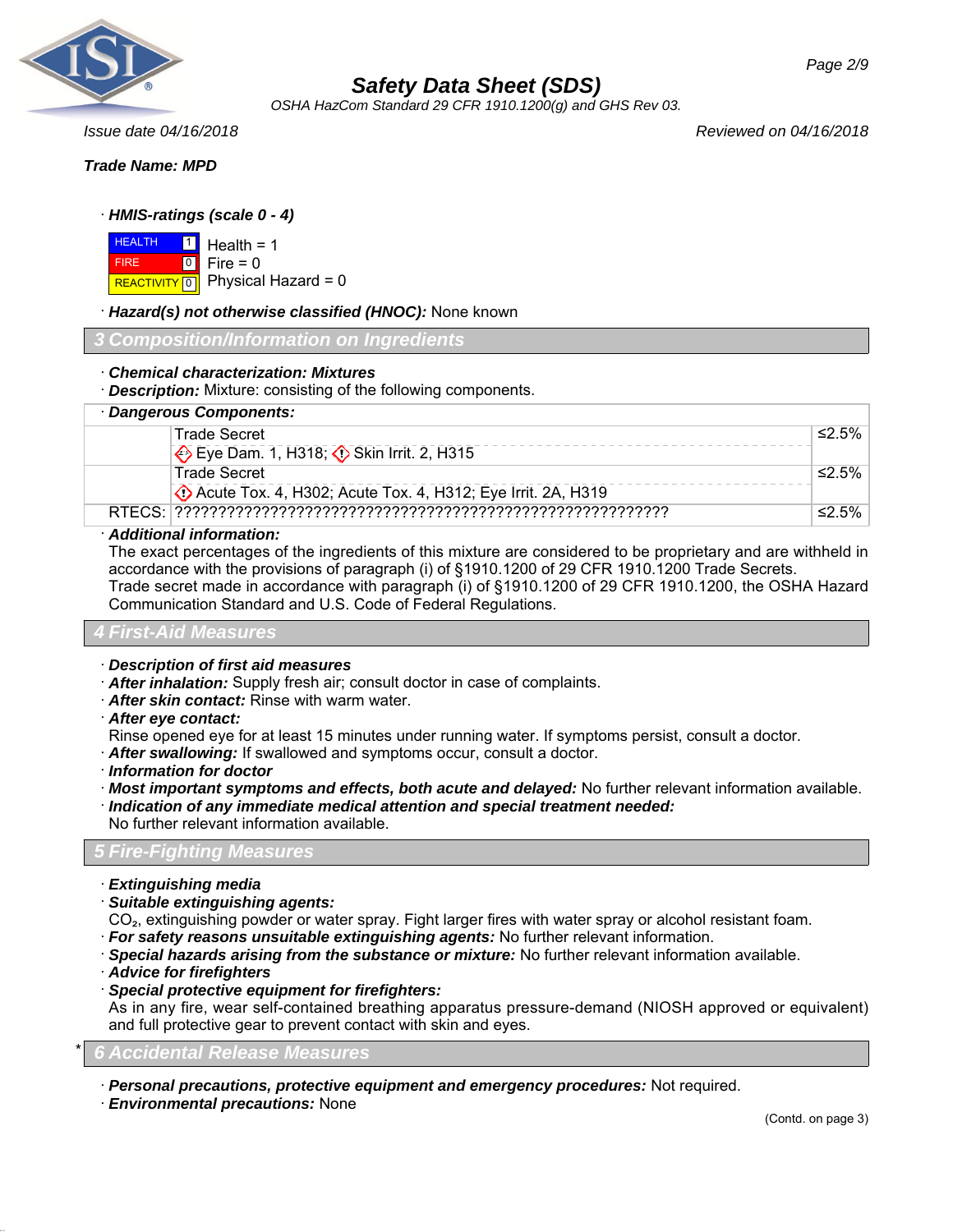# Safety Data Sheet (SDS)

*OSHA HazCom Standard 29 CFR 1910.1200(g) and GHS Rev 03.*

*Issue date 04/16/2018* *Reviewed on 04/16/2018*

***Trade Name: MPD***

· ***HMIS-ratings (scale 0 - 4)***

| | | |
|---|---|---|
| HEALTH | 1 | Health = 1 |
| FIRE | 0 | Fire = 0 |
| REACTIVITY | 0 | Physical Hazard = 0 |

· ***Hazard(s) not otherwise classified (HNOC):*** None known

## 3 Composition/Information on Ingredients

· ***Chemical characterization: Mixtures***
· ***Description:*** Mixture: consisting of the following components.

· ***Dangerous Components:***

| | | |
|---|---|---|
| | Trade Secret<br>Eye Dam. 1, H318; Skin Irrit. 2, H315 | ≤2.5% |
| | Trade Secret<br>Acute Tox. 4, H302; Acute Tox. 4, H312; Eye Irrit. 2A, H319 | ≤2.5% |
| RTECS: | ?????????????????????????????????????????????????????????? | ≤2.5% |

· ***Additional information:***
The exact percentages of the ingredients of this mixture are considered to be proprietary and are withheld in accordance with the provisions of paragraph (i) of §1910.1200 of 29 CFR 1910.1200 Trade Secrets.
Trade secret made in accordance with paragraph (i) of §1910.1200 of 29 CFR 1910.1200, the OSHA Hazard Communication Standard and U.S. Code of Federal Regulations.

## 4 First-Aid Measures

· ***Description of first aid measures***
· ***After inhalation:*** Supply fresh air; consult doctor in case of complaints.
· ***After skin contact:*** Rinse with warm water.
· ***After eye contact:***
Rinse opened eye for at least 15 minutes under running water. If symptoms persist, consult a doctor.
· ***After swallowing:*** If swallowed and symptoms occur, consult a doctor.
· ***Information for doctor***
· ***Most important symptoms and effects, both acute and delayed:*** No further relevant information available.
· ***Indication of any immediate medical attention and special treatment needed:***
No further relevant information available.

## 5 Fire-Fighting Measures

· ***Extinguishing media***
· ***Suitable extinguishing agents:***
$CO_2$, extinguishing powder or water spray. Fight larger fires with water spray or alcohol resistant foam.
· ***For safety reasons unsuitable extinguishing agents:*** No further relevant information.
· ***Special hazards arising from the substance or mixture:*** No further relevant information available.
· ***Advice for firefighters***
· ***Special protective equipment for firefighters:***
As in any fire, wear self-contained breathing apparatus pressure-demand (NIOSH approved or equivalent) and full protective gear to prevent contact with skin and eyes.

## * 6 Accidental Release Measures

· ***Personal precautions, protective equipment and emergency procedures:*** Not required.
· ***Environmental precautions:*** None

(Contd. on page 3)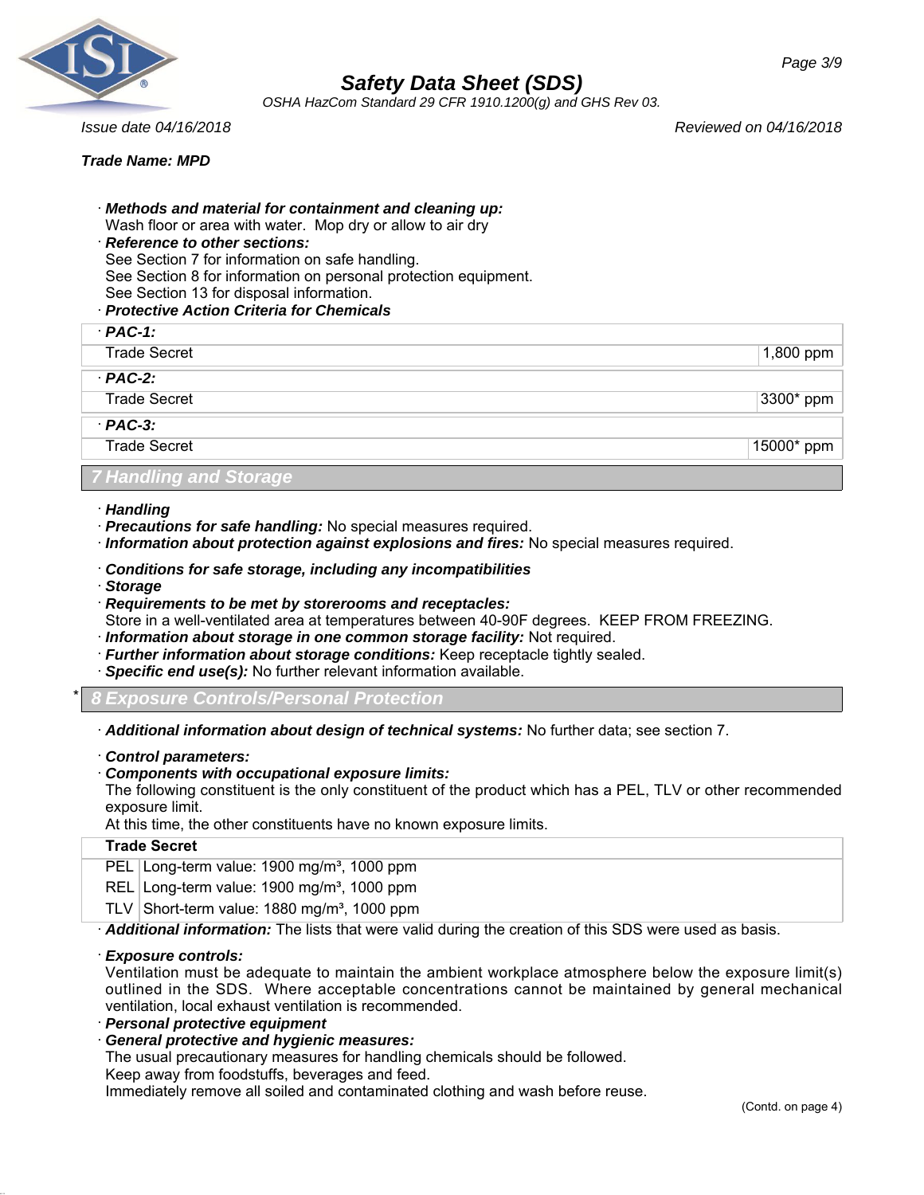**Trade Name: MPD**

· **Methods and material for containment and cleaning up:**
Wash floor or area with water. Mop dry or allow to air dry
· **Reference to other sections:**
See Section 7 for information on safe handling.
See Section 8 for information on personal protection equipment.
See Section 13 for disposal information.
· **Protective Action Criteria for Chemicals**

| · **PAC-1:** | |
|---|---|
| Trade Secret | 1,800 ppm |
| · **PAC-2:** | |
| Trade Secret | 3300* ppm |
| · **PAC-3:** | |
| Trade Secret | 15000* ppm |

## 7 Handling and Storage

· **Handling**
· **Precautions for safe handling:** No special measures required.
· **Information about protection against explosions and fires:** No special measures required.

· **Conditions for safe storage, including any incompatibilities**
· **Storage**
· **Requirements to be met by storerooms and receptacles:**
Store in a well-ventilated area at temperatures between 40-90F degrees. KEEP FROM FREEZING.
· **Information about storage in one common storage facility:** Not required.
· **Further information about storage conditions:** Keep receptacle tightly sealed.
· **Specific end use(s):** No further relevant information available.

## * 8 Exposure Controls/Personal Protection

· **Additional information about design of technical systems:** No further data; see section 7.

· **Control parameters:**
· **Components with occupational exposure limits:**
The following constituent is the only constituent of the product which has a PEL, TLV or other recommended exposure limit.
At this time, the other constituents have no known exposure limits.

| **Trade Secret** | |
|---|---|
| PEL | Long-term value: 1900 mg/m³, 1000 ppm |
| REL | Long-term value: 1900 mg/m³, 1000 ppm |
| TLV | Short-term value: 1880 mg/m³, 1000 ppm |

· **Additional information:** The lists that were valid during the creation of this SDS were used as basis.

· **Exposure controls:**
Ventilation must be adequate to maintain the ambient workplace atmosphere below the exposure limit(s) outlined in the SDS. Where acceptable concentrations cannot be maintained by general mechanical ventilation, local exhaust ventilation is recommended.
· **Personal protective equipment**
· **General protective and hygienic measures:**
The usual precautionary measures for handling chemicals should be followed.
Keep away from foodstuffs, beverages and feed.
Immediately remove all soiled and contaminated clothing and wash before reuse.

(Contd. on page 4)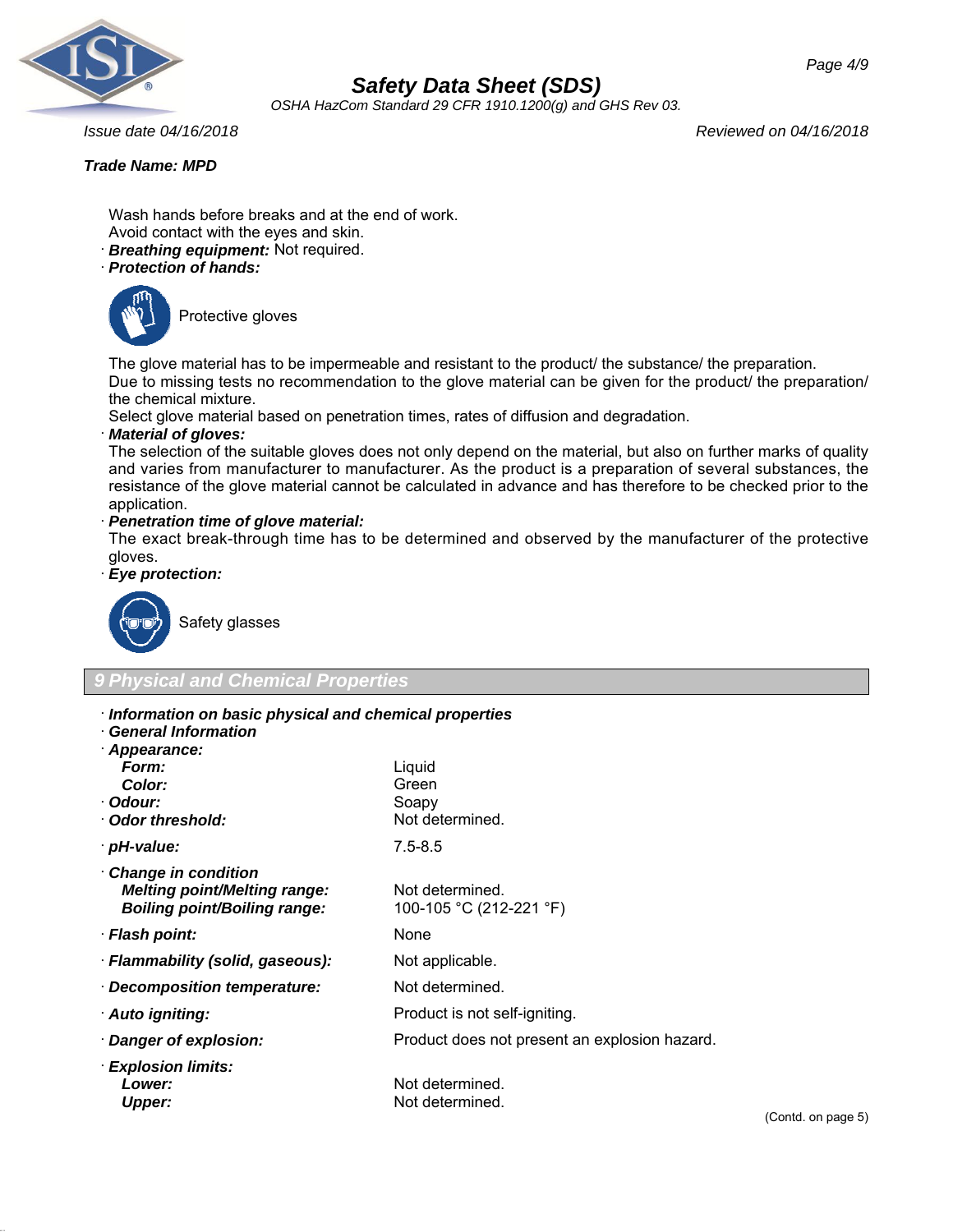**Trade Name: MPD**

Wash hands before breaks and at the end of work.
Avoid contact with the eyes and skin.

· **Breathing equipment:** Not required.

· **Protection of hands:**

Protective gloves

The glove material has to be impermeable and resistant to the product/ the substance/ the preparation.
Due to missing tests no recommendation to the glove material can be given for the product/ the preparation/ the chemical mixture.
Select glove material based on penetration times, rates of diffusion and degradation.

· **Material of gloves:**
The selection of the suitable gloves does not only depend on the material, but also on further marks of quality and varies from manufacturer to manufacturer. As the product is a preparation of several substances, the resistance of the glove material cannot be calculated in advance and has therefore to be checked prior to the application.

· **Penetration time of glove material:**
The exact break-through time has to be determined and observed by the manufacturer of the protective gloves.

· **Eye protection:**

Safety glasses

## 9 Physical and Chemical Properties

· **Information on basic physical and chemical properties**
· **General Information**

| Property | Value |
|---|---|
| · **Appearance:** | |
| **Form:** | Liquid |
| **Color:** | Green |
| · **Odour:** | Soapy |
| · **Odor threshold:** | Not determined. |
| · **pH-value:** | 7.5-8.5 |
| · **Change in condition** | |
| **Melting point/Melting range:** | Not determined. |
| **Boiling point/Boiling range:** | 100-105 °C (212-221 °F) |
| · **Flash point:** | None |
| · **Flammability (solid, gaseous):** | Not applicable. |
| · **Decomposition temperature:** | Not determined. |
| · **Auto igniting:** | Product is not self-igniting. |
| · **Danger of explosion:** | Product does not present an explosion hazard. |
| · **Explosion limits:** | |
| **Lower:** | Not determined. |
| **Upper:** | Not determined. |

(Contd. on page 5)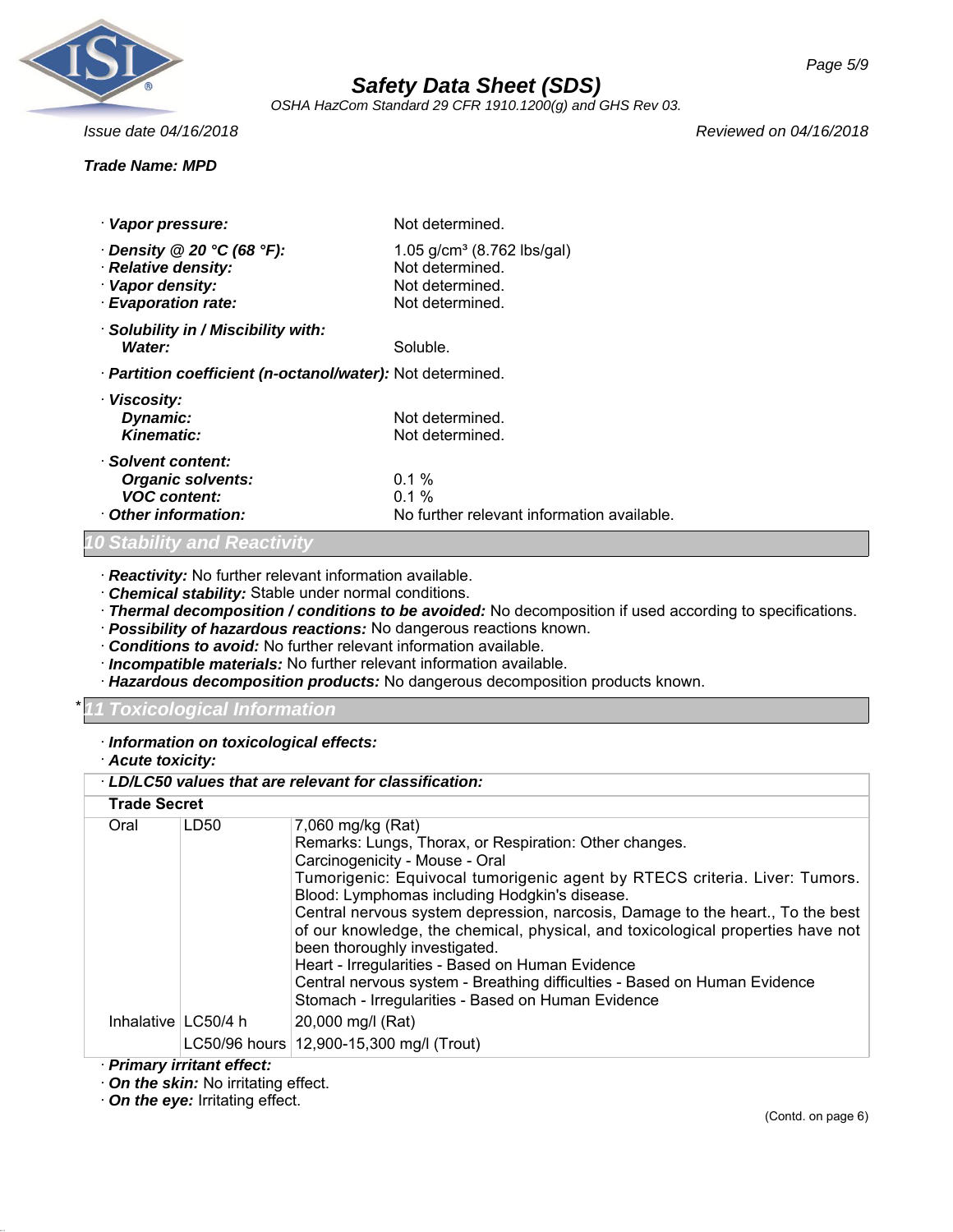**Trade Name: MPD**

· **Vapor pressure:** Not determined.

· **Density @ 20 °C (68 °F):** 1.05 g/cm³ (8.762 lbs/gal)
· **Relative density:** Not determined.
· **Vapor density:** Not determined.
· **Evaporation rate:** Not determined.

· **Solubility in / Miscibility with:**
  **Water:** Soluble.

· **Partition coefficient (n-octanol/water):** Not determined.

· **Viscosity:**
  **Dynamic:** Not determined.
  **Kinematic:** Not determined.

· **Solvent content:**
  **Organic solvents:** 0.1 %
  **VOC content:** 0.1 %
· **Other information:** No further relevant information available.

## 10 Stability and Reactivity

· **Reactivity:** No further relevant information available.
· **Chemical stability:** Stable under normal conditions.
· **Thermal decomposition / conditions to be avoided:** No decomposition if used according to specifications.
· **Possibility of hazardous reactions:** No dangerous reactions known.
· **Conditions to avoid:** No further relevant information available.
· **Incompatible materials:** No further relevant information available.
· **Hazardous decomposition products:** No dangerous decomposition products known.

## * 11 Toxicological Information

· **Information on toxicological effects:**
· **Acute toxicity:**

| · **LD/LC50 values that are relevant for classification:** | | |
|---|---|---|
| **Trade Secret** | | |
| Oral | LD50 | 7,060 mg/kg (Rat)<br>Remarks: Lungs, Thorax, or Respiration: Other changes.<br>Carcinogenicity - Mouse - Oral<br>Tumorigenic: Equivocal tumorigenic agent by RTECS criteria. Liver: Tumors. Blood: Lymphomas including Hodgkin's disease.<br>Central nervous system depression, narcosis, Damage to the heart., To the best of our knowledge, the chemical, physical, and toxicological properties have not been thoroughly investigated.<br>Heart - Irregularities - Based on Human Evidence<br>Central nervous system - Breathing difficulties - Based on Human Evidence<br>Stomach - Irregularities - Based on Human Evidence |
| Inhalative | LC50/4 h | 20,000 mg/l (Rat) |
| | LC50/96 hours | 12,900-15,300 mg/l (Trout) |

· **Primary irritant effect:**
· **On the skin:** No irritating effect.
· **On the eye:** Irritating effect.

(Contd. on page 6)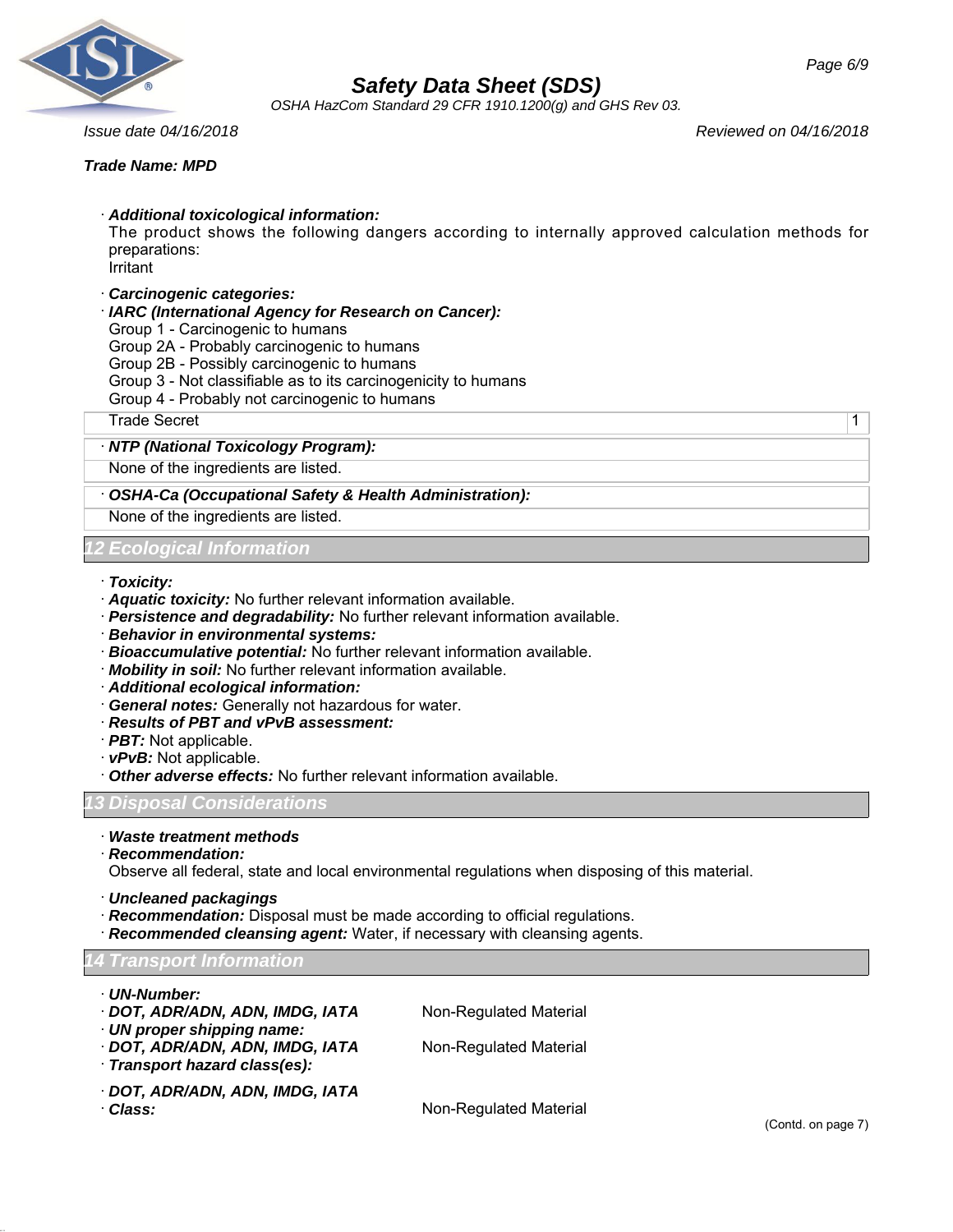**Trade Name: MPD**

· ***Additional toxicological information:***
The product shows the following dangers according to internally approved calculation methods for preparations:
Irritant

· ***Carcinogenic categories:***
· ***IARC (International Agency for Research on Cancer):***
Group 1 - Carcinogenic to humans
Group 2A - Probably carcinogenic to humans
Group 2B - Possibly carcinogenic to humans
Group 3 - Not classifiable as to its carcinogenicity to humans
Group 4 - Probably not carcinogenic to humans

| Trade Secret | 1 |
|---|---|

· ***NTP (National Toxicology Program):***

None of the ingredients are listed.

· ***OSHA-Ca (Occupational Safety & Health Administration):***

None of the ingredients are listed.

## 12 Ecological Information

· ***Toxicity:***
· ***Aquatic toxicity:*** No further relevant information available.
· ***Persistence and degradability:*** No further relevant information available.
· ***Behavior in environmental systems:***
· ***Bioaccumulative potential:*** No further relevant information available.
· ***Mobility in soil:*** No further relevant information available.
· ***Additional ecological information:***
· ***General notes:*** Generally not hazardous for water.
· ***Results of PBT and vPvB assessment:***
· ***PBT:*** Not applicable.
· ***vPvB:*** Not applicable.
· ***Other adverse effects:*** No further relevant information available.

## 13 Disposal Considerations

· ***Waste treatment methods***
· ***Recommendation:***
Observe all federal, state and local environmental regulations when disposing of this material.

· ***Uncleaned packagings***
· ***Recommendation:*** Disposal must be made according to official regulations.
· ***Recommended cleansing agent:*** Water, if necessary with cleansing agents.

## 14 Transport Information

· ***UN-Number:***
· ***DOT, ADR/ADN, ADN, IMDG, IATA*** Non-Regulated Material
· ***UN proper shipping name:***
· ***DOT, ADR/ADN, ADN, IMDG, IATA*** Non-Regulated Material
· ***Transport hazard class(es):***

· ***DOT, ADR/ADN, ADN, IMDG, IATA***
· ***Class:*** Non-Regulated Material

(Contd. on page 7)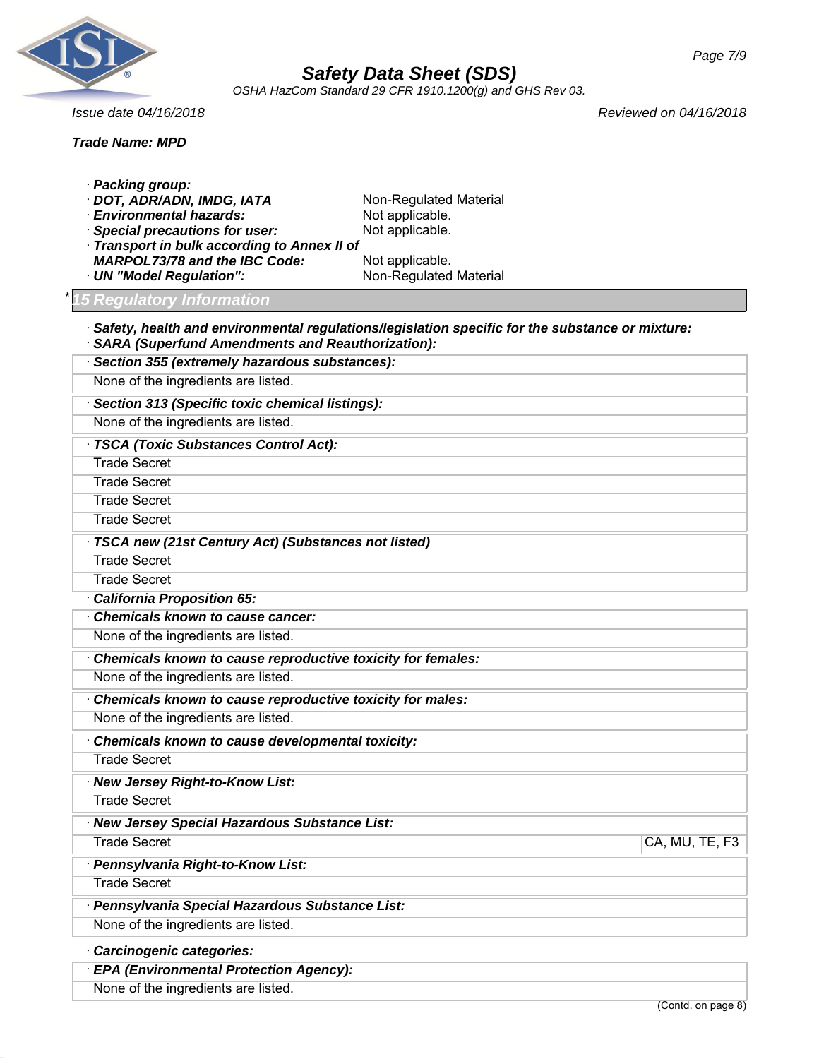· **Packing group:**
· **DOT, ADR/ADN, IMDG, IATA** Non-Regulated Material
· **Environmental hazards:** Not applicable.
· **Special precautions for user:** Not applicable.
· **Transport in bulk according to Annex II of MARPOL73/78 and the IBC Code:** Not applicable.
· **UN "Model Regulation":** Non-Regulated Material

## * 15 Regulatory Information

· **Safety, health and environmental regulations/legislation specific for the substance or mixture:**
· **SARA (Superfund Amendments and Reauthorization):**

| · **Section 355 (extremely hazardous substances):** |
|---|
| None of the ingredients are listed. |

| · **Section 313 (Specific toxic chemical listings):** |
|---|
| None of the ingredients are listed. |

| · **TSCA (Toxic Substances Control Act):** |
|---|
| Trade Secret |
| Trade Secret |
| Trade Secret |
| Trade Secret |

| · **TSCA new (21st Century Act) (Substances not listed)** |
|---|
| Trade Secret |
| Trade Secret |

· **California Proposition 65:**

| · **Chemicals known to cause cancer:** |
|---|
| None of the ingredients are listed. |

| · **Chemicals known to cause reproductive toxicity for females:** |
|---|
| None of the ingredients are listed. |

| · **Chemicals known to cause reproductive toxicity for males:** |
|---|
| None of the ingredients are listed. |

| · **Chemicals known to cause developmental toxicity:** |
|---|
| Trade Secret |

| · **New Jersey Right-to-Know List:** |
|---|
| Trade Secret |

| · **New Jersey Special Hazardous Substance List:** | |
|---|---|
| Trade Secret | CA, MU, TE, F3 |

| · **Pennsylvania Right-to-Know List:** |
|---|
| Trade Secret |

| · **Pennsylvania Special Hazardous Substance List:** |
|---|
| None of the ingredients are listed. |

· **Carcinogenic categories:**

| · **EPA (Environmental Protection Agency):** |
|---|
| None of the ingredients are listed. |

(Contd. on page 8)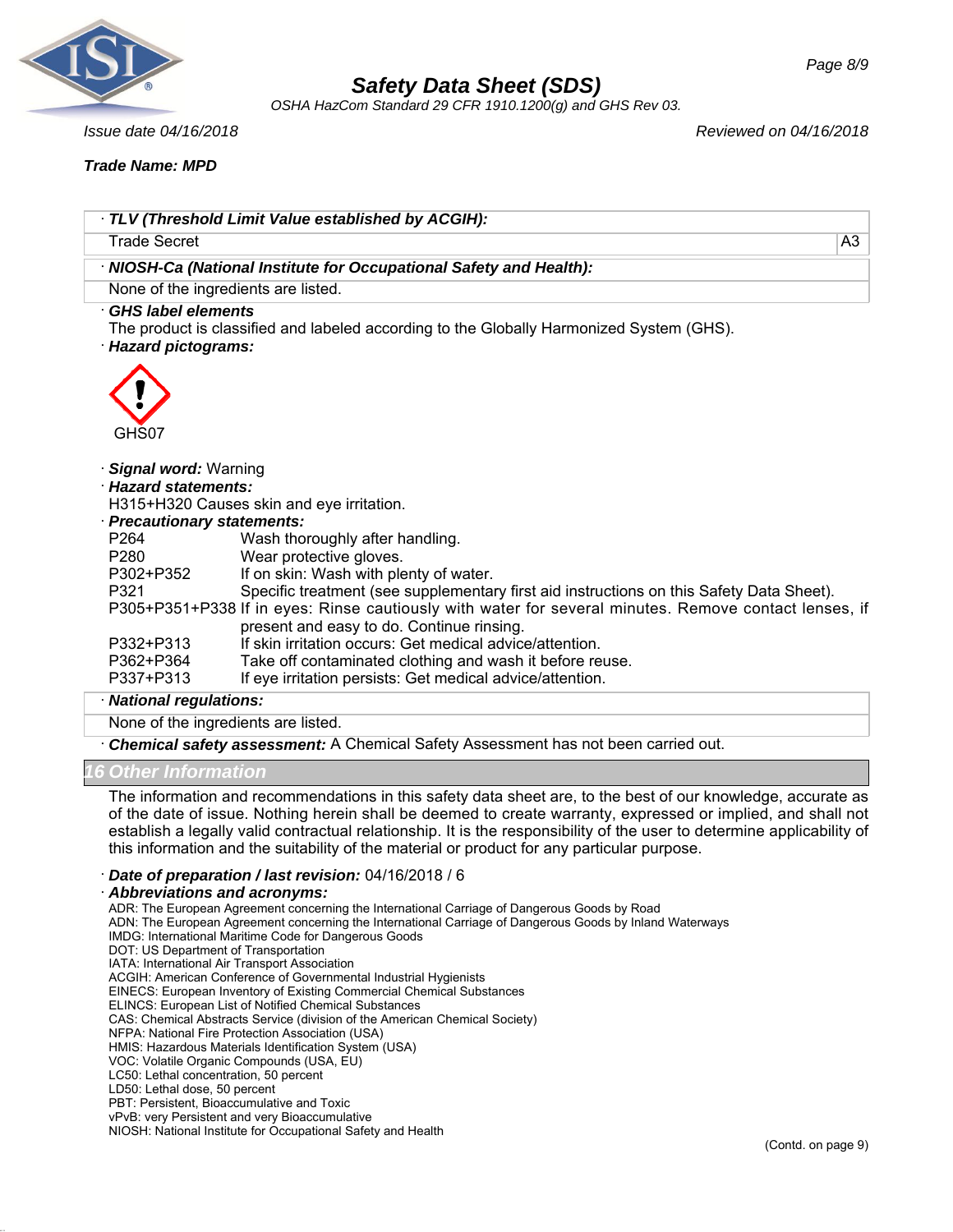**Trade Name: MPD**

· **TLV (Threshold Limit Value established by ACGIH):**

| | |
|---|---|
| Trade Secret | A3 |

· **NIOSH-Ca (National Institute for Occupational Safety and Health):**

None of the ingredients are listed.

· **GHS label elements**

The product is classified and labeled according to the Globally Harmonized System (GHS).

· **Hazard pictograms:**

GHS07

· **Signal word:** Warning

· **Hazard statements:**

H315+H320 Causes skin and eye irritation.

· **Precautionary statements:**

| | |
|---|---|
| P264 | Wash thoroughly after handling. |
| P280 | Wear protective gloves. |
| P302+P352 | If on skin: Wash with plenty of water. |
| P321 | Specific treatment (see supplementary first aid instructions on this Safety Data Sheet). |
| P305+P351+P338 | If in eyes: Rinse cautiously with water for several minutes. Remove contact lenses, if present and easy to do. Continue rinsing. |
| P332+P313 | If skin irritation occurs: Get medical advice/attention. |
| P362+P364 | Take off contaminated clothing and wash it before reuse. |
| P337+P313 | If eye irritation persists: Get medical advice/attention. |

· **National regulations:**

None of the ingredients are listed.

· **Chemical safety assessment:** A Chemical Safety Assessment has not been carried out.

## 16 Other Information

The information and recommendations in this safety data sheet are, to the best of our knowledge, accurate as of the date of issue. Nothing herein shall be deemed to create warranty, expressed or implied, and shall not establish a legally valid contractual relationship. It is the responsibility of the user to determine applicability of this information and the suitability of the material or product for any particular purpose.

· **Date of preparation / last revision:** 04/16/2018 / 6

· **Abbreviations and acronyms:**

ADR: The European Agreement concerning the International Carriage of Dangerous Goods by Road
ADN: The European Agreement concerning the International Carriage of Dangerous Goods by Inland Waterways
IMDG: International Maritime Code for Dangerous Goods
DOT: US Department of Transportation
IATA: International Air Transport Association
ACGIH: American Conference of Governmental Industrial Hygienists
EINECS: European Inventory of Existing Commercial Chemical Substances
ELINCS: European List of Notified Chemical Substances
CAS: Chemical Abstracts Service (division of the American Chemical Society)
NFPA: National Fire Protection Association (USA)
HMIS: Hazardous Materials Identification System (USA)
VOC: Volatile Organic Compounds (USA, EU)
LC50: Lethal concentration, 50 percent
LD50: Lethal dose, 50 percent
PBT: Persistent, Bioaccumulative and Toxic
vPvB: very Persistent and very Bioaccumulative
NIOSH: National Institute for Occupational Safety and Health

(Contd. on page 9)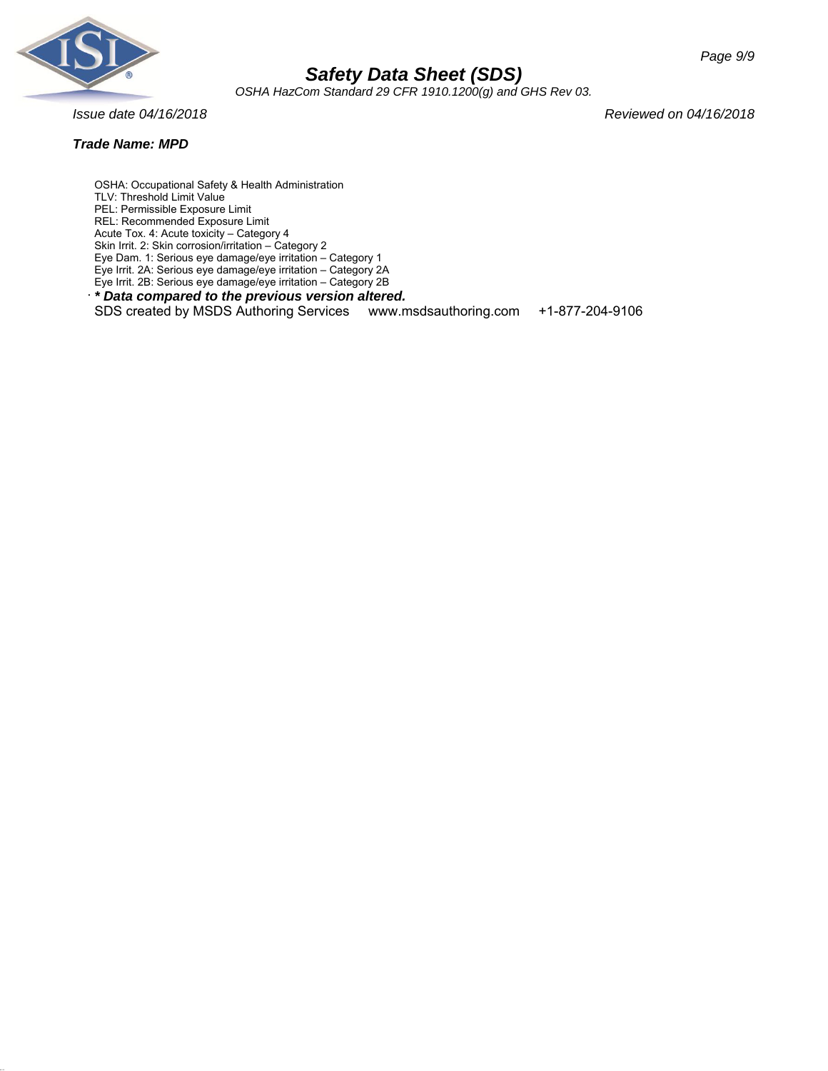OSHA: Occupational Safety & Health Administration
TLV: Threshold Limit Value
PEL: Permissible Exposure Limit
REL: Recommended Exposure Limit
Acute Tox. 4: Acute toxicity – Category 4
Skin Irrit. 2: Skin corrosion/irritation – Category 2
Eye Dam. 1: Serious eye damage/eye irritation – Category 1
Eye Irrit. 2A: Serious eye damage/eye irritation – Category 2A
Eye Irrit. 2B: Serious eye damage/eye irritation – Category 2B

· ***\* Data compared to the previous version altered.***

SDS created by MSDS Authoring Services www.msdsauthoring.com +1-877-204-9106